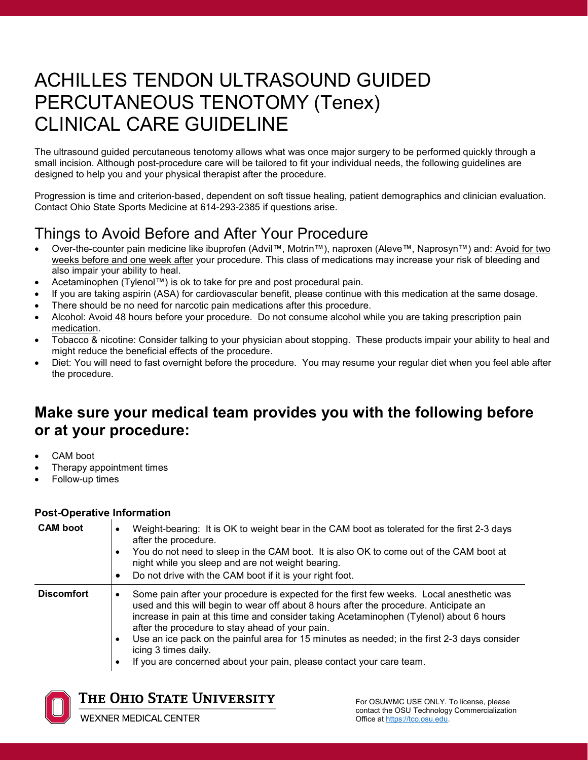# ACHILLES TENDON ULTRASOUND GUIDED PERCUTANEOUS TENOTOMY (Tenex) CLINICAL CARE GUIDELINE

The ultrasound guided percutaneous tenotomy allows what was once major surgery to be performed quickly through a small incision. Although post-procedure care will be tailored to fit your individual needs, the following guidelines are designed to help you and your physical therapist after the procedure.

Progression is time and criterion-based, dependent on soft tissue healing, patient demographics and clinician evaluation. Contact Ohio State Sports Medicine at 614-293-2385 if questions arise.

## Things to Avoid Before and After Your Procedure

- Over-the-counter pain medicine like ibuprofen (Advil™, Motrin™), naproxen (Aleve™, Naprosyn™) and: Avoid for two weeks before and one week after your procedure. This class of medications may increase your risk of bleeding and also impair your ability to heal.
- Acetaminophen (Tylenol™) is ok to take for pre and post procedural pain.
- If you are taking aspirin (ASA) for cardiovascular benefit, please continue with this medication at the same dosage.
- There should be no need for narcotic pain medications after this procedure.
- Alcohol: Avoid 48 hours before your procedure. Do not consume alcohol while you are taking prescription pain medication.
- Tobacco & nicotine: Consider talking to your physician about stopping. These products impair your ability to heal and might reduce the beneficial effects of the procedure.
- Diet: You will need to fast overnight before the procedure. You may resume your regular diet when you feel able after the procedure.

## Make sure your medical team provides you with the following before or at your procedure:

- CAM boot
- Therapy appointment times
- Follow-up times

### Post-Operative Information

| | |
|---|---|
| **CAM boot** | • Weight-bearing: It is OK to weight bear in the CAM boot as tolerated for the first 2-3 days after the procedure.<br>• You do not need to sleep in the CAM boot. It is also OK to come out of the CAM boot at night while you sleep and are not weight bearing.<br>• Do not drive with the CAM boot if it is your right foot. |
| **Discomfort** | • Some pain after your procedure is expected for the first few weeks. Local anesthetic was used and this will begin to wear off about 8 hours after the procedure. Anticipate an increase in pain at this time and consider taking Acetaminophen (Tylenol) about 6 hours after the procedure to stay ahead of your pain.<br>• Use an ice pack on the painful area for 15 minutes as needed; in the first 2-3 days consider icing 3 times daily.<br>• If you are concerned about your pain, please contact your care team. |

For OSUWMC USE ONLY. To license, please contact the OSU Technology Commercialization Office at https://tco.osu.edu.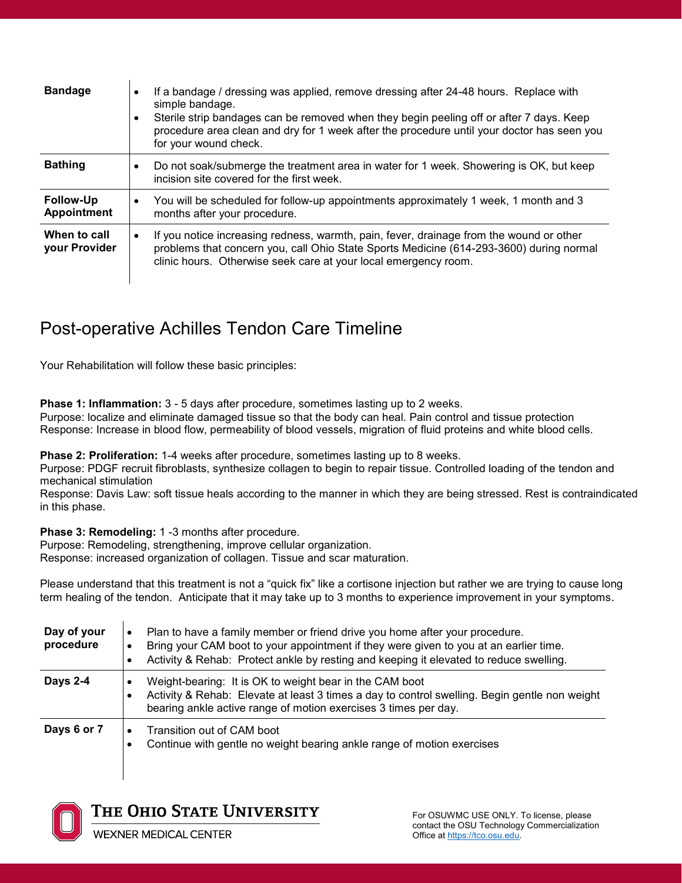| | |
|---|---|
| **Bandage** | • If a bandage / dressing was applied, remove dressing after 24-48 hours. Replace with simple bandage.<br>• Sterile strip bandages can be removed when they begin peeling off or after 7 days. Keep procedure area clean and dry for 1 week after the procedure until your doctor has seen you for your wound check. |
| **Bathing** | • Do not soak/submerge the treatment area in water for 1 week. Showering is OK, but keep incision site covered for the first week. |
| **Follow-Up Appointment** | • You will be scheduled for follow-up appointments approximately 1 week, 1 month and 3 months after your procedure. |
| **When to call your Provider** | • If you notice increasing redness, warmth, pain, fever, drainage from the wound or other problems that concern you, call Ohio State Sports Medicine (614-293-3600) during normal clinic hours. Otherwise seek care at your local emergency room. |

# Post-operative Achilles Tendon Care Timeline

Your Rehabilitation will follow these basic principles:

**Phase 1: Inflammation:** 3 - 5 days after procedure, sometimes lasting up to 2 weeks.
Purpose: localize and eliminate damaged tissue so that the body can heal. Pain control and tissue protection
Response: Increase in blood flow, permeability of blood vessels, migration of fluid proteins and white blood cells.

**Phase 2: Proliferation:** 1-4 weeks after procedure, sometimes lasting up to 8 weeks.
Purpose: PDGF recruit fibroblasts, synthesize collagen to begin to repair tissue. Controlled loading of the tendon and mechanical stimulation
Response: Davis Law: soft tissue heals according to the manner in which they are being stressed. Rest is contraindicated in this phase.

**Phase 3: Remodeling:** 1 -3 months after procedure.
Purpose: Remodeling, strengthening, improve cellular organization.
Response: increased organization of collagen. Tissue and scar maturation.

Please understand that this treatment is not a "quick fix" like a cortisone injection but rather we are trying to cause long term healing of the tendon. Anticipate that it may take up to 3 months to experience improvement in your symptoms.

| | |
|---|---|
| **Day of your procedure** | • Plan to have a family member or friend drive you home after your procedure.<br>• Bring your CAM boot to your appointment if they were given to you at an earlier time.<br>• Activity & Rehab: Protect ankle by resting and keeping it elevated to reduce swelling. |
| **Days 2-4** | • Weight-bearing: It is OK to weight bear in the CAM boot<br>• Activity & Rehab: Elevate at least 3 times a day to control swelling. Begin gentle non weight bearing ankle active range of motion exercises 3 times per day. |
| **Days 6 or 7** | • Transition out of CAM boot<br>• Continue with gentle no weight bearing ankle range of motion exercises |

THE OHIO STATE UNIVERSITY
WEXNER MEDICAL CENTER

For OSUWMC USE ONLY. To license, please contact the OSU Technology Commercialization Office at https://tco.osu.edu.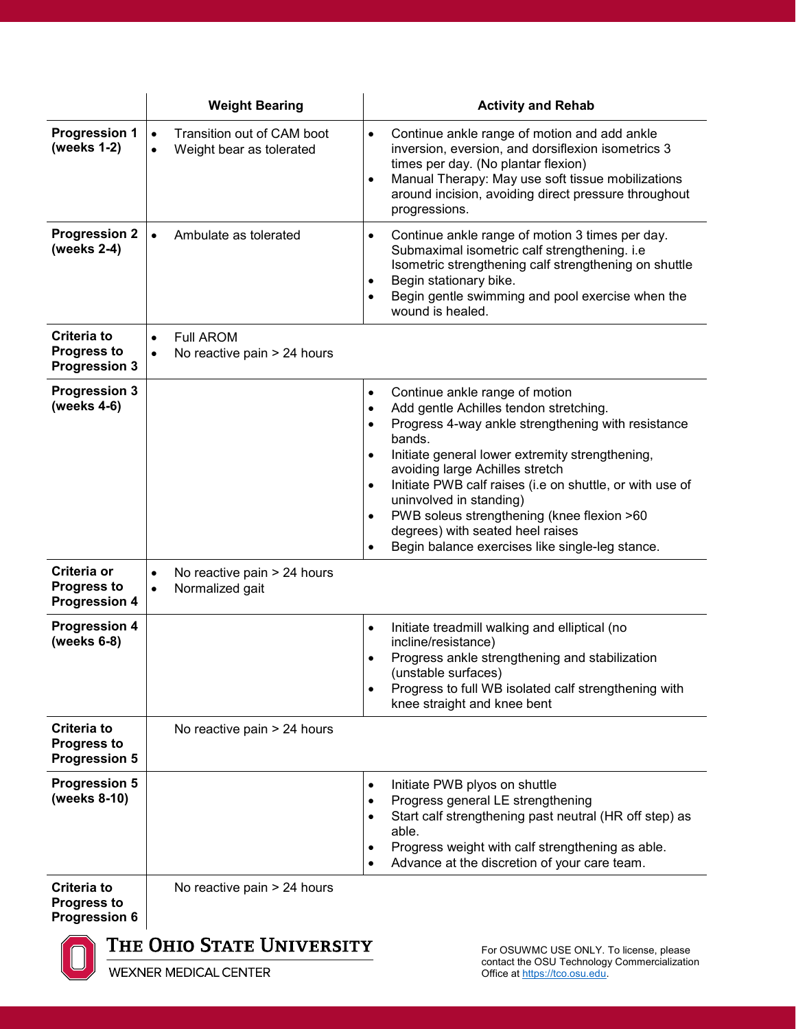| | Weight Bearing | Activity and Rehab |
|---|---|---|
| **Progression 1 (weeks 1-2)** | • Transition out of CAM boot<br>• Weight bear as tolerated | • Continue ankle range of motion and add ankle inversion, eversion, and dorsiflexion isometrics 3 times per day. (No plantar flexion)<br>• Manual Therapy: May use soft tissue mobilizations around incision, avoiding direct pressure throughout progressions. |
| **Progression 2 (weeks 2-4)** | • Ambulate as tolerated | • Continue ankle range of motion 3 times per day. Submaximal isometric calf strengthening. i.e Isometric strengthening calf strengthening on shuttle<br>• Begin stationary bike.<br>• Begin gentle swimming and pool exercise when the wound is healed. |
| **Criteria to Progress to Progression 3** | • Full AROM<br>• No reactive pain > 24 hours | |
| **Progression 3 (weeks 4-6)** | | • Continue ankle range of motion<br>• Add gentle Achilles tendon stretching.<br>• Progress 4-way ankle strengthening with resistance bands.<br>• Initiate general lower extremity strengthening, avoiding large Achilles stretch<br>• Initiate PWB calf raises (i.e on shuttle, or with use of uninvolved in standing)<br>• PWB soleus strengthening (knee flexion >60 degrees) with seated heel raises<br>• Begin balance exercises like single-leg stance. |
| **Criteria or Progress to Progression 4** | • No reactive pain > 24 hours<br>• Normalized gait | |
| **Progression 4 (weeks 6-8)** | | • Initiate treadmill walking and elliptical (no incline/resistance)<br>• Progress ankle strengthening and stabilization (unstable surfaces)<br>• Progress to full WB isolated calf strengthening with knee straight and knee bent |
| **Criteria to Progress to Progression 5** | No reactive pain > 24 hours | |
| **Progression 5 (weeks 8-10)** | | • Initiate PWB plyos on shuttle<br>• Progress general LE strengthening<br>• Start calf strengthening past neutral (HR off step) as able.<br>• Progress weight with calf strengthening as able.<br>• Advance at the discretion of your care team. |
| **Criteria to Progress to Progression 6** | No reactive pain > 24 hours | |

The Ohio State University
WEXNER MEDICAL CENTER

For OSUWMC USE ONLY. To license, please contact the OSU Technology Commercialization Office at https://tco.osu.edu.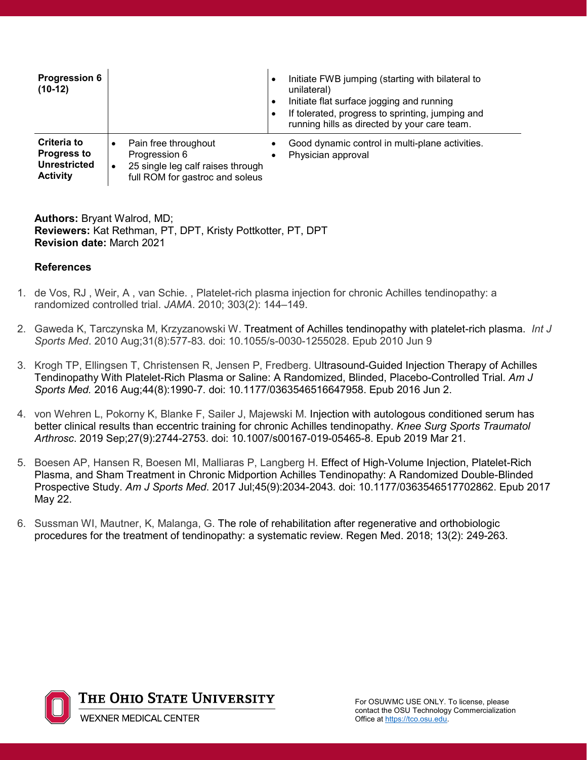| | | |
|---|---|---|
| **Progression 6 (10-12)** | | • Initiate FWB jumping (starting with bilateral to unilateral)<br>• Initiate flat surface jogging and running<br>• If tolerated, progress to sprinting, jumping and running hills as directed by your care team. |
| **Criteria to Progress to Unrestricted Activity** | • Pain free throughout Progression 6<br>• 25 single leg calf raises through full ROM for gastroc and soleus | • Good dynamic control in multi-plane activities.<br>• Physician approval |

**Authors:** Bryant Walrod, MD;
**Reviewers:** Kat Rethman, PT, DPT, Kristy Pottkotter, PT, DPT
**Revision date:** March 2021

**References**

1. de Vos, RJ , Weir, A , van Schie. , Platelet-rich plasma injection for chronic Achilles tendinopathy: a randomized controlled trial. *JAMA*. 2010; 303(2): 144–149.
2. Gaweda K, Tarczynska M, Krzyzanowski W. Treatment of Achilles tendinopathy with platelet-rich plasma. *Int J Sports Med*. 2010 Aug;31(8):577-83. doi: 10.1055/s-0030-1255028. Epub 2010 Jun 9
3. Krogh TP, Ellingsen T, Christensen R, Jensen P, Fredberg. Ultrasound-Guided Injection Therapy of Achilles Tendinopathy With Platelet-Rich Plasma or Saline: A Randomized, Blinded, Placebo-Controlled Trial. *Am J Sports Med.* 2016 Aug;44(8):1990-7. doi: 10.1177/0363546516647958. Epub 2016 Jun 2.
4. von Wehren L, Pokorny K, Blanke F, Sailer J, Majewski M. Injection with autologous conditioned serum has better clinical results than eccentric training for chronic Achilles tendinopathy. *Knee Surg Sports Traumatol Arthrosc*. 2019 Sep;27(9):2744-2753. doi: 10.1007/s00167-019-05465-8. Epub 2019 Mar 21.
5. Boesen AP, Hansen R, Boesen MI, Malliaras P, Langberg H. Effect of High-Volume Injection, Platelet-Rich Plasma, and Sham Treatment in Chronic Midportion Achilles Tendinopathy: A Randomized Double-Blinded Prospective Study. *Am J Sports Med*. 2017 Jul;45(9):2034-2043. doi: 10.1177/0363546517702862. Epub 2017 May 22.
6. Sussman WI, Mautner, K, Malanga, G. The role of rehabilitation after regenerative and orthobiologic procedures for the treatment of tendinopathy: a systematic review. Regen Med. 2018; 13(2): 249-263.

THE OHIO STATE UNIVERSITY
WEXNER MEDICAL CENTER

For OSUWMC USE ONLY. To license, please contact the OSU Technology Commercialization Office at https://tco.osu.edu.